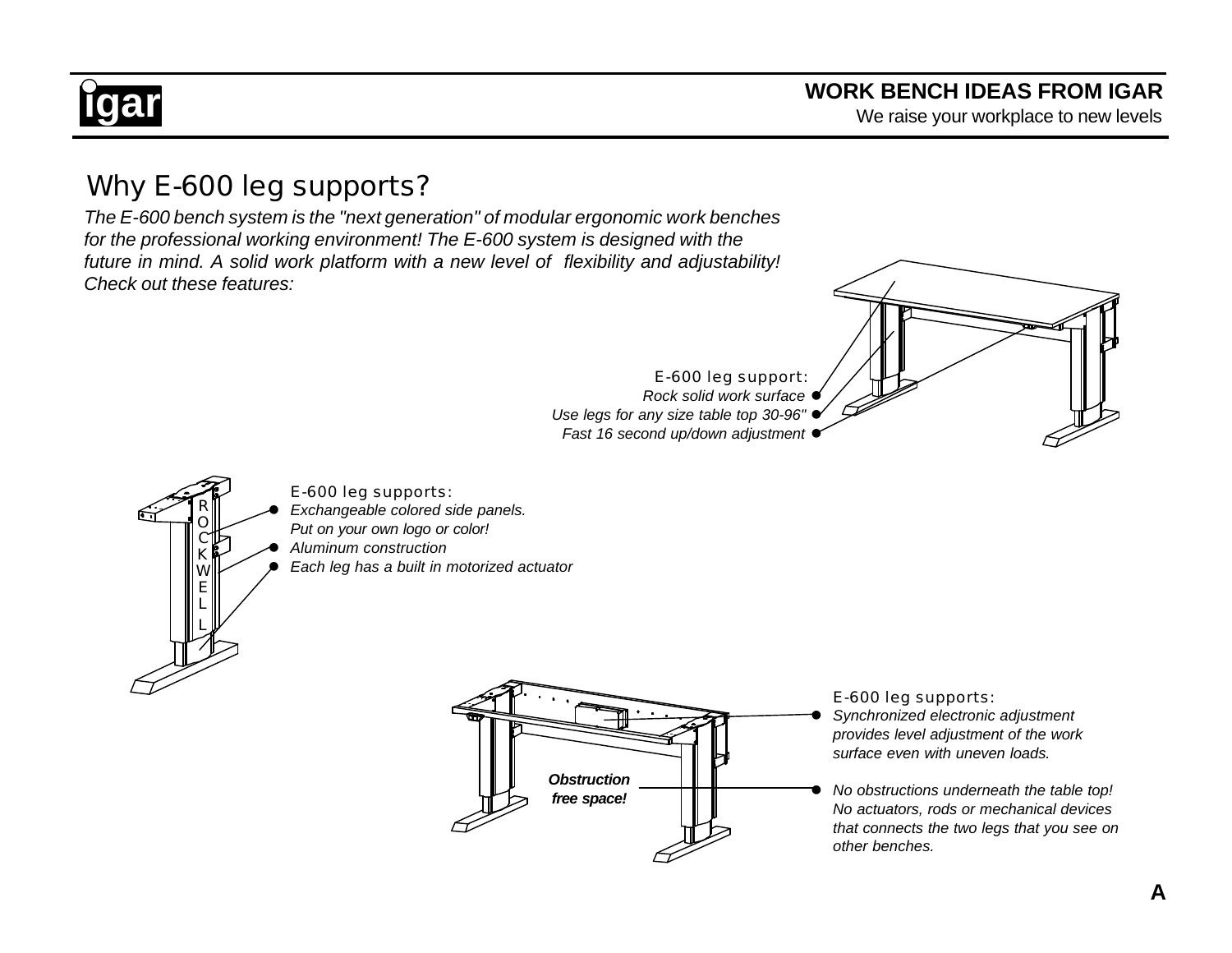**igar**

**WORK BENCH IDEAS FROM IGAR**
We raise your workplace to new levels

# Why E-600 leg supports?

*The E-600 bench system is the "next generation" of modular ergonomic work benches for the professional working environment! The E-600 system is designed with the future in mind. A solid work platform with a new level of flexibility and adjustability! Check out these features:*

E-600 leg support:

- *Rock solid work surface*
- *Use legs for any size table top 30-96"*
- *Fast 16 second up/down adjustment*

ROCKWELL

E-600 leg supports:

- *Exchangeable colored side panels. Put on your own logo or color!*
- *Aluminum construction*
- *Each leg has a built in motorized actuator*

***Obstruction free space!***

E-600 leg supports:

- *Synchronized electronic adjustment provides level adjustment of the work surface even with uneven loads.*
- *No obstructions underneath the table top! No actuators, rods or mechanical devices that connects the two legs that you see on other benches.*

**A**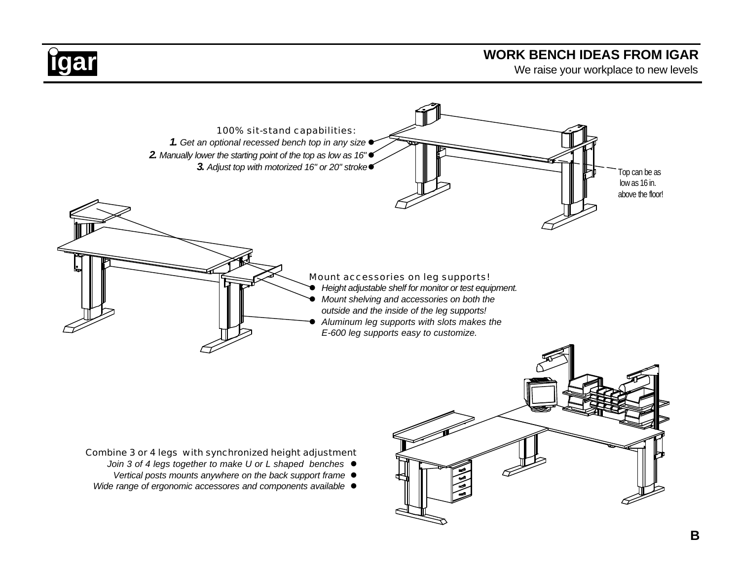igar

# WORK BENCH IDEAS FROM IGAR

We raise your workplace to new levels

100% sit-stand capabilities:

**1.** *Get an optional recessed bench top in any size*

**2.** *Manually lower the starting point of the top as low as 16"*

**3.** *Adjust top with motorized 16" or 20" stroke*

Top can be as low as 16 in. above the floor!

Mount accessories on leg supports!

- *Height adjustable shelf for monitor or test equipment.*
- *Mount shelving and accessories on both the outside and the inside of the leg supports!*
- *Aluminum leg supports with slots makes the E-600 leg supports easy to customize.*

Combine 3 or 4 legs with synchronized height adjustment

- *Join 3 of 4 legs together to make U or L shaped benches*
- *Vertical posts mounts anywhere on the back support frame*
- *Wide range of ergonomic accessores and components available*

**B**